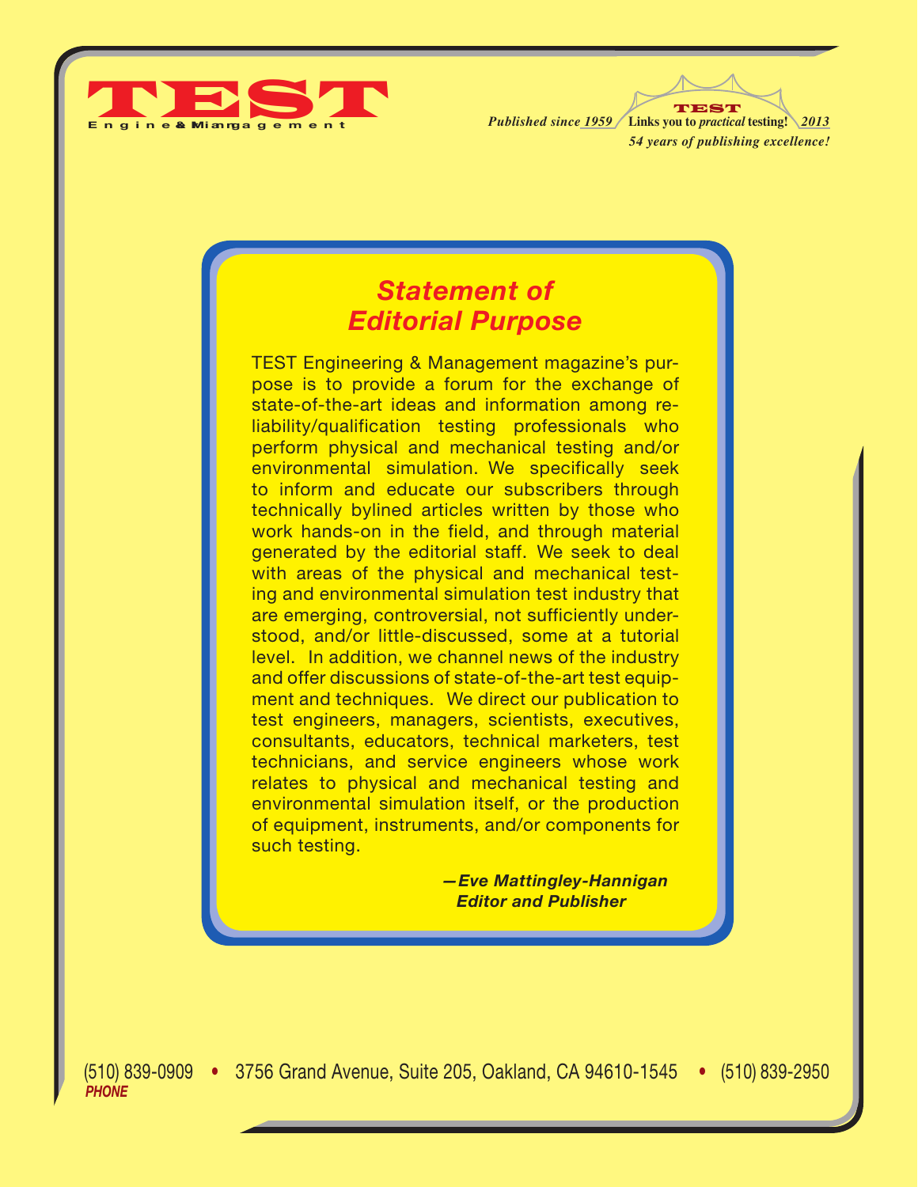# TEST

Engineering & Management

*Published since 1959* **TEST** Links you to *practical* testing! *2013*

*54 years of publishing excellence!*

## *Statement of Editorial Purpose*

TEST Engineering & Management magazine's purpose is to provide a forum for the exchange of state-of-the-art ideas and information among reliability/qualification testing professionals who perform physical and mechanical testing and/or environmental simulation. We specifically seek to inform and educate our subscribers through technically bylined articles written by those who work hands-on in the field, and through material generated by the editorial staff. We seek to deal with areas of the physical and mechanical testing and environmental simulation test industry that are emerging, controversial, not sufficiently understood, and/or little-discussed, some at a tutorial level. In addition, we channel news of the industry and offer discussions of state-of-the-art test equipment and techniques. We direct our publication to test engineers, managers, scientists, executives, consultants, educators, technical marketers, test technicians, and service engineers whose work relates to physical and mechanical testing and environmental simulation itself, or the production of equipment, instruments, and/or components for such testing.

***—Eve Mattingley-Hannigan***
***Editor and Publisher***

(510) 839-0909 • 3756 Grand Avenue, Suite 205, Oakland, CA 94610-1545 • (510) 839-2950

*PHONE*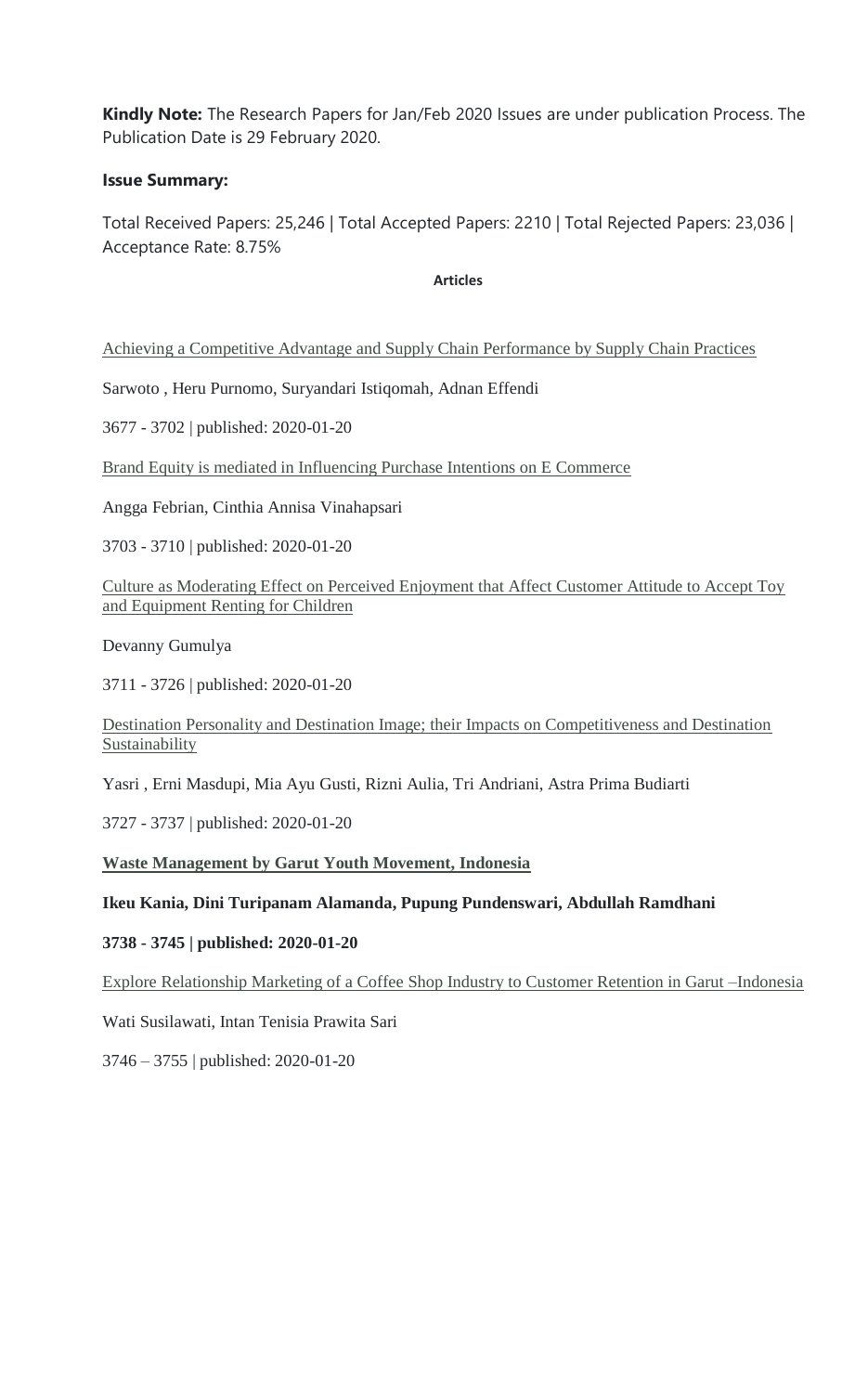**Kindly Note:** The Research Papers for Jan/Feb 2020 Issues are under publication Process. The Publication Date is 29 February 2020.

**Issue Summary:**

Total Received Papers: 25,246 | Total Accepted Papers: 2210 | Total Rejected Papers: 23,036 | Acceptance Rate: 8.75%

**Articles**

Achieving a Competitive Advantage and Supply Chain Performance by Supply Chain Practices

Sarwoto , Heru Purnomo, Suryandari Istiqomah, Adnan Effendi

3677 - 3702 | published: 2020-01-20

Brand Equity is mediated in Influencing Purchase Intentions on E Commerce

Angga Febrian, Cinthia Annisa Vinahapsari

3703 - 3710 | published: 2020-01-20

Culture as Moderating Effect on Perceived Enjoyment that Affect Customer Attitude to Accept Toy and Equipment Renting for Children

Devanny Gumulya

3711 - 3726 | published: 2020-01-20

Destination Personality and Destination Image; their Impacts on Competitiveness and Destination Sustainability

Yasri , Erni Masdupi, Mia Ayu Gusti, Rizni Aulia, Tri Andriani, Astra Prima Budiarti

3727 - 3737 | published: 2020-01-20

**Waste Management by Garut Youth Movement, Indonesia**

**Ikeu Kania, Dini Turipanam Alamanda, Pupung Pundenswari, Abdullah Ramdhani**

**3738 - 3745 | published: 2020-01-20**

Explore Relationship Marketing of a Coffee Shop Industry to Customer Retention in Garut –Indonesia

Wati Susilawati, Intan Tenisia Prawita Sari

3746 – 3755 | published: 2020-01-20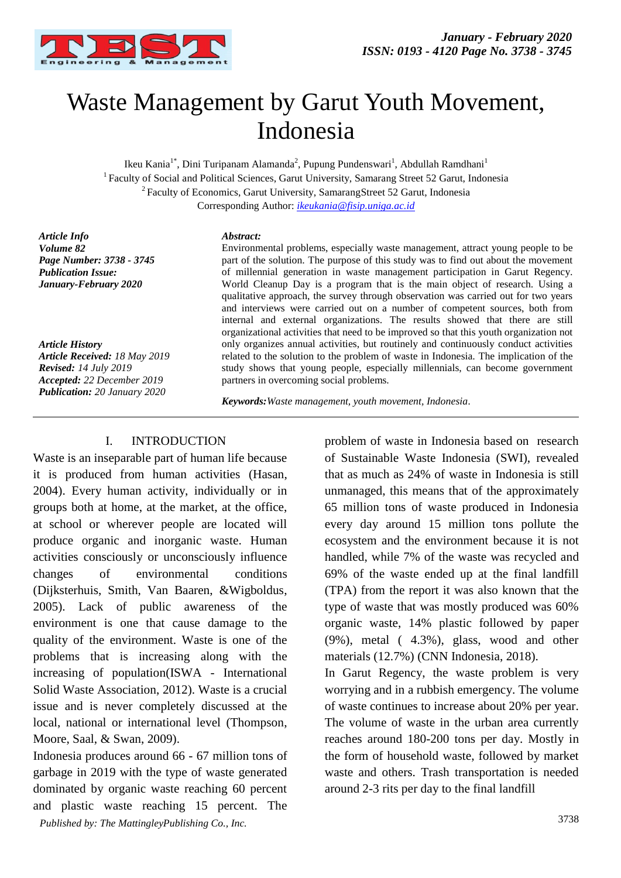# Waste Management by Garut Youth Movement, Indonesia

Ikeu Kania[1*], Dini Turipanam Alamanda[2], Pupung Pundenswari[1], Abdullah Ramdhani[1]

[1] Faculty of Social and Political Sciences, Garut University, Samarang Street 52 Garut, Indonesia

[2] Faculty of Economics, Garut University, SamarangStreet 52 Garut, Indonesia

Corresponding Author: ikeukania@fisip.uniga.ac.id

***Article Info***
***Volume 82***
***Page Number: 3738 - 3745***
***Publication Issue:***
***January-February 2020***

***Article History***
***Article Received:*** *18 May 2019*
***Revised:*** *14 July 2019*
***Accepted:*** *22 December 2019*
***Publication:*** *20 January 2020*

***Abstract:***

Environmental problems, especially waste management, attract young people to be part of the solution. The purpose of this study was to find out about the movement of millennial generation in waste management participation in Garut Regency. World Cleanup Day is a program that is the main object of research. Using a qualitative approach, the survey through observation was carried out for two years and interviews were carried out on a number of competent sources, both from internal and external organizations. The results showed that there are still organizational activities that need to be improved so that this youth organization not only organizes annual activities, but routinely and continuously conduct activities related to the solution to the problem of waste in Indonesia. The implication of the study shows that young people, especially millennials, can become government partners in overcoming social problems.

***Keywords:*** *Waste management, youth movement, Indonesia*.

## I. INTRODUCTION

Waste is an inseparable part of human life because it is produced from human activities (Hasan, 2004). Every human activity, individually or in groups both at home, at the market, at the office, at school or wherever people are located will produce organic and inorganic waste. Human activities consciously or unconsciously influence changes of environmental conditions (Dijksterhuis, Smith, Van Baaren, &Wigboldus, 2005). Lack of public awareness of the environment is one that cause damage to the quality of the environment. Waste is one of the problems that is increasing along with the increasing of population(ISWA - International Solid Waste Association, 2012). Waste is a crucial issue and is never completely discussed at the local, national or international level (Thompson, Moore, Saal, & Swan, 2009).

Indonesia produces around 66 - 67 million tons of garbage in 2019 with the type of waste generated dominated by organic waste reaching 60 percent and plastic waste reaching 15 percent. The problem of waste in Indonesia based on research of Sustainable Waste Indonesia (SWI), revealed that as much as 24% of waste in Indonesia is still unmanaged, this means that of the approximately 65 million tons of waste produced in Indonesia every day around 15 million tons pollute the ecosystem and the environment because it is not handled, while 7% of the waste was recycled and 69% of the waste ended up at the final landfill (TPA) from the report it was also known that the type of waste that was mostly produced was 60% organic waste, 14% plastic followed by paper (9%), metal ( 4.3%), glass, wood and other materials (12.7%) (CNN Indonesia, 2018).

In Garut Regency, the waste problem is very worrying and in a rubbish emergency. The volume of waste continues to increase about 20% per year. The volume of waste in the urban area currently reaches around 180-200 tons per day. Mostly in the form of household waste, followed by market waste and others. Trash transportation is needed around 2-3 rits per day to the final landfill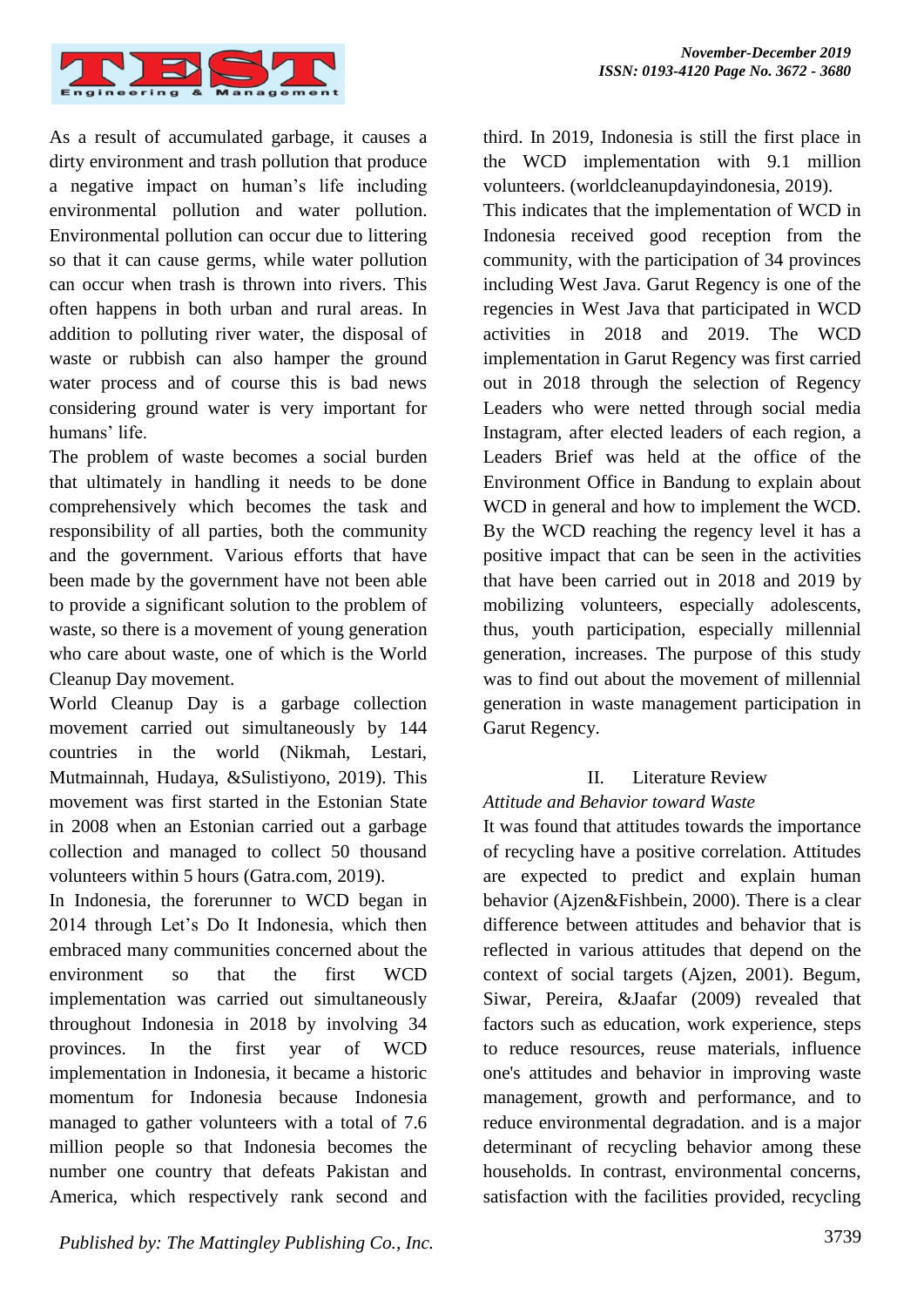As a result of accumulated garbage, it causes a dirty environment and trash pollution that produce a negative impact on human's life including environmental pollution and water pollution. Environmental pollution can occur due to littering so that it can cause germs, while water pollution can occur when trash is thrown into rivers. This often happens in both urban and rural areas. In addition to polluting river water, the disposal of waste or rubbish can also hamper the ground water process and of course this is bad news considering ground water is very important for humans' life.

The problem of waste becomes a social burden that ultimately in handling it needs to be done comprehensively which becomes the task and responsibility of all parties, both the community and the government. Various efforts that have been made by the government have not been able to provide a significant solution to the problem of waste, so there is a movement of young generation who care about waste, one of which is the World Cleanup Day movement.

World Cleanup Day is a garbage collection movement carried out simultaneously by 144 countries in the world (Nikmah, Lestari, Mutmainnah, Hudaya, &Sulistiyono, 2019). This movement was first started in the Estonian State in 2008 when an Estonian carried out a garbage collection and managed to collect 50 thousand volunteers within 5 hours (Gatra.com, 2019).

In Indonesia, the forerunner to WCD began in 2014 through Let's Do It Indonesia, which then embraced many communities concerned about the environment so that the first WCD implementation was carried out simultaneously throughout Indonesia in 2018 by involving 34 provinces. In the first year of WCD implementation in Indonesia, it became a historic momentum for Indonesia because Indonesia managed to gather volunteers with a total of 7.6 million people so that Indonesia becomes the number one country that defeats Pakistan and America, which respectively rank second and third. In 2019, Indonesia is still the first place in the WCD implementation with 9.1 million volunteers. (worldcleanupdayindonesia, 2019).

This indicates that the implementation of WCD in Indonesia received good reception from the community, with the participation of 34 provinces including West Java. Garut Regency is one of the regencies in West Java that participated in WCD activities in 2018 and 2019. The WCD implementation in Garut Regency was first carried out in 2018 through the selection of Regency Leaders who were netted through social media Instagram, after elected leaders of each region, a Leaders Brief was held at the office of the Environment Office in Bandung to explain about WCD in general and how to implement the WCD. By the WCD reaching the regency level it has a positive impact that can be seen in the activities that have been carried out in 2018 and 2019 by mobilizing volunteers, especially adolescents, thus, youth participation, especially millennial generation, increases. The purpose of this study was to find out about the movement of millennial generation in waste management participation in Garut Regency.

## II. Literature Review

### *Attitude and Behavior toward Waste*

It was found that attitudes towards the importance of recycling have a positive correlation. Attitudes are expected to predict and explain human behavior (Ajzen&Fishbein, 2000). There is a clear difference between attitudes and behavior that is reflected in various attitudes that depend on the context of social targets (Ajzen, 2001). Begum, Siwar, Pereira, &Jaafar (2009) revealed that factors such as education, work experience, steps to reduce resources, reuse materials, influence one's attitudes and behavior in improving waste management, growth and performance, and to reduce environmental degradation. and is a major determinant of recycling behavior among these households. In contrast, environmental concerns, satisfaction with the facilities provided, recycling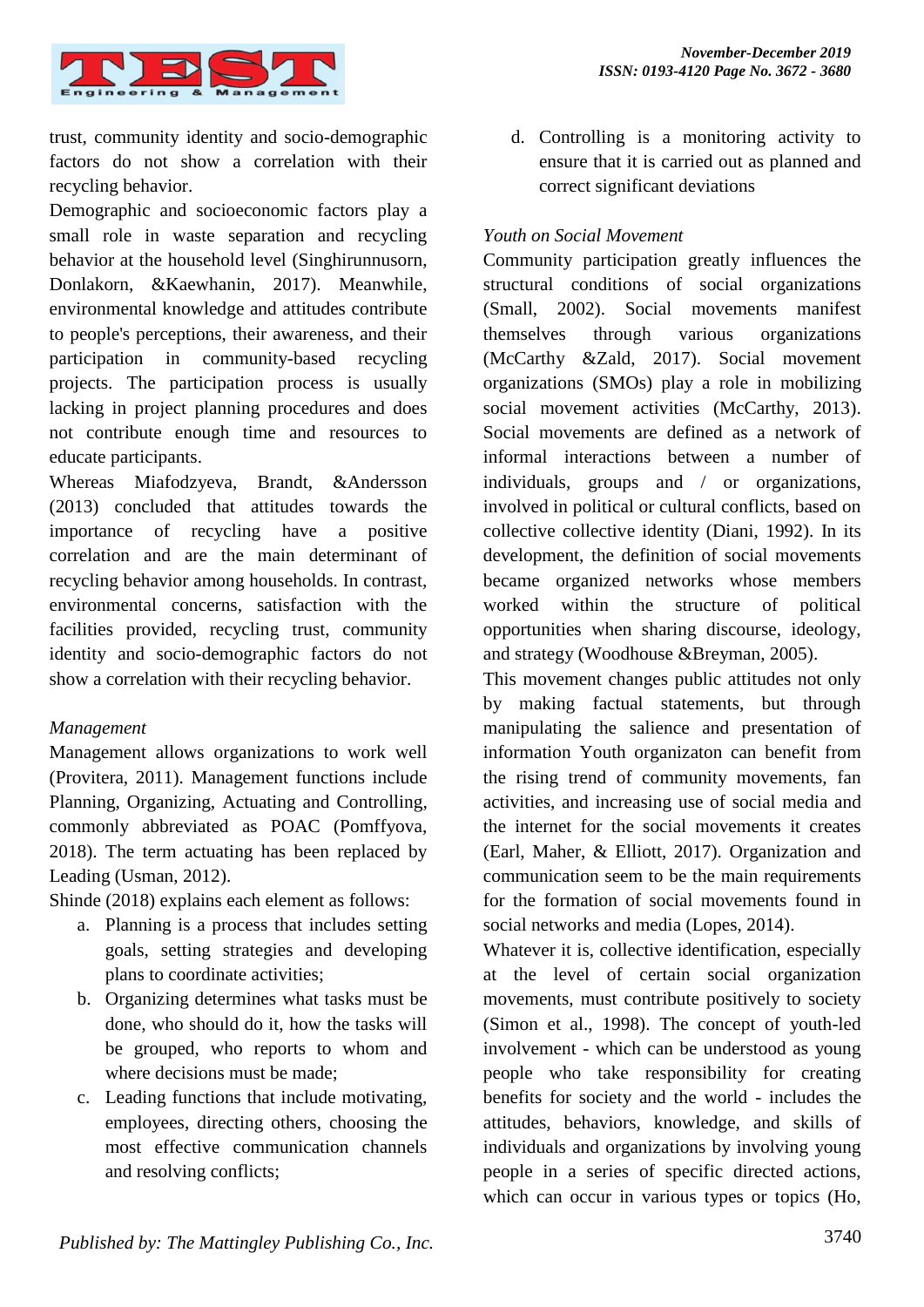trust, community identity and socio-demographic factors do not show a correlation with their recycling behavior.

Demographic and socioeconomic factors play a small role in waste separation and recycling behavior at the household level (Singhirunnusorn, Donlakorn, &Kaewhanin, 2017). Meanwhile, environmental knowledge and attitudes contribute to people's perceptions, their awareness, and their participation in community-based recycling projects. The participation process is usually lacking in project planning procedures and does not contribute enough time and resources to educate participants.

Whereas Miafodzyeva, Brandt, &Andersson (2013) concluded that attitudes towards the importance of recycling have a positive correlation and are the main determinant of recycling behavior among households. In contrast, environmental concerns, satisfaction with the facilities provided, recycling trust, community identity and socio-demographic factors do not show a correlation with their recycling behavior.

*Management*

Management allows organizations to work well (Provitera, 2011). Management functions include Planning, Organizing, Actuating and Controlling, commonly abbreviated as POAC (Pomffyova, 2018). The term actuating has been replaced by Leading (Usman, 2012).

Shinde (2018) explains each element as follows:

a. Planning is a process that includes setting goals, setting strategies and developing plans to coordinate activities;
b. Organizing determines what tasks must be done, who should do it, how the tasks will be grouped, who reports to whom and where decisions must be made;
c. Leading functions that include motivating, employees, directing others, choosing the most effective communication channels and resolving conflicts;
d. Controlling is a monitoring activity to ensure that it is carried out as planned and correct significant deviations

*Youth on Social Movement*

Community participation greatly influences the structural conditions of social organizations (Small, 2002). Social movements manifest themselves through various organizations (McCarthy &Zald, 2017). Social movement organizations (SMOs) play a role in mobilizing social movement activities (McCarthy, 2013). Social movements are defined as a network of informal interactions between a number of individuals, groups and / or organizations, involved in political or cultural conflicts, based on collective collective identity (Diani, 1992). In its development, the definition of social movements became organized networks whose members worked within the structure of political opportunities when sharing discourse, ideology, and strategy (Woodhouse &Breyman, 2005).

This movement changes public attitudes not only by making factual statements, but through manipulating the salience and presentation of information Youth organizaton can benefit from the rising trend of community movements, fan activities, and increasing use of social media and the internet for the social movements it creates (Earl, Maher, & Elliott, 2017). Organization and communication seem to be the main requirements for the formation of social movements found in social networks and media (Lopes, 2014).

Whatever it is, collective identification, especially at the level of certain social organization movements, must contribute positively to society (Simon et al., 1998). The concept of youth-led involvement - which can be understood as young people who take responsibility for creating benefits for society and the world - includes the attitudes, behaviors, knowledge, and skills of individuals and organizations by involving young people in a series of specific directed actions, which can occur in various types or topics (Ho,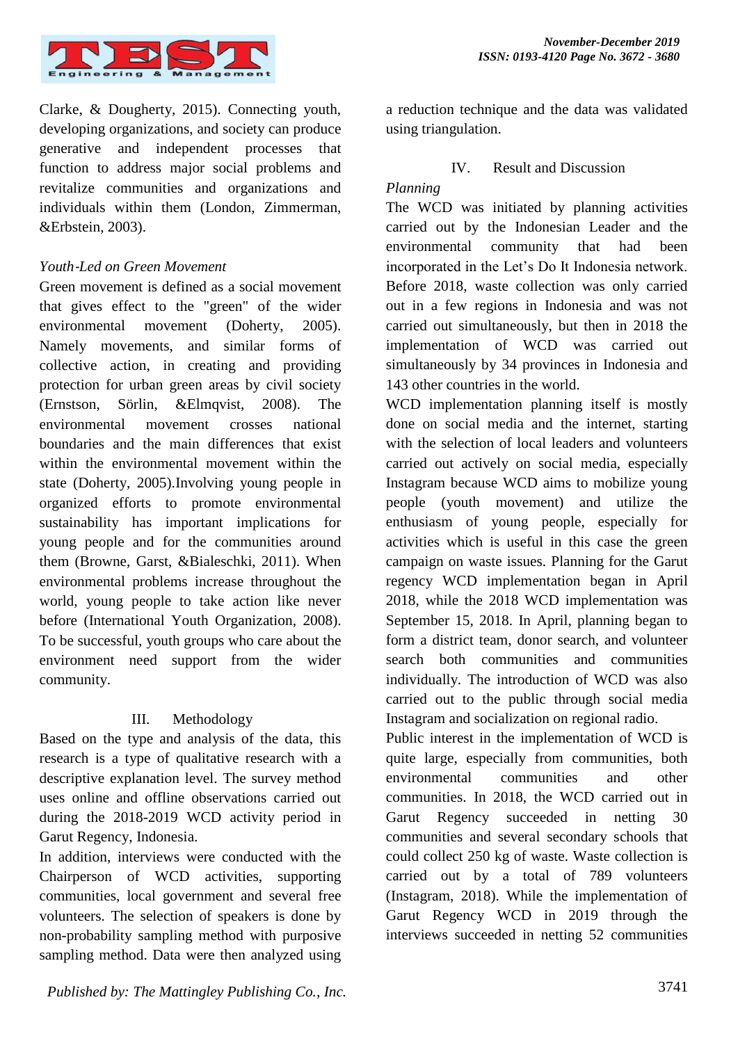Clarke, & Dougherty, 2015). Connecting youth, developing organizations, and society can produce generative and independent processes that function to address major social problems and revitalize communities and organizations and individuals within them (London, Zimmerman, &Erbstein, 2003).

### *Youth-Led on Green Movement*

Green movement is defined as a social movement that gives effect to the "green" of the wider environmental movement (Doherty, 2005). Namely movements, and similar forms of collective action, in creating and providing protection for urban green areas by civil society (Ernstson, Sörlin, &Elmqvist, 2008). The environmental movement crosses national boundaries and the main differences that exist within the environmental movement within the state (Doherty, 2005).Involving young people in organized efforts to promote environmental sustainability has important implications for young people and for the communities around them (Browne, Garst, &Bialeschki, 2011). When environmental problems increase throughout the world, young people to take action like never before (International Youth Organization, 2008). To be successful, youth groups who care about the environment need support from the wider community.

## III. Methodology

Based on the type and analysis of the data, this research is a type of qualitative research with a descriptive explanation level. The survey method uses online and offline observations carried out during the 2018-2019 WCD activity period in Garut Regency, Indonesia.

In addition, interviews were conducted with the Chairperson of WCD activities, supporting communities, local government and several free volunteers. The selection of speakers is done by non-probability sampling method with purposive sampling method. Data were then analyzed using a reduction technique and the data was validated using triangulation.

## IV. Result and Discussion

### *Planning*

The WCD was initiated by planning activities carried out by the Indonesian Leader and the environmental community that had been incorporated in the Let's Do It Indonesia network. Before 2018, waste collection was only carried out in a few regions in Indonesia and was not carried out simultaneously, but then in 2018 the implementation of WCD was carried out simultaneously by 34 provinces in Indonesia and 143 other countries in the world.

WCD implementation planning itself is mostly done on social media and the internet, starting with the selection of local leaders and volunteers carried out actively on social media, especially Instagram because WCD aims to mobilize young people (youth movement) and utilize the enthusiasm of young people, especially for activities which is useful in this case the green campaign on waste issues. Planning for the Garut regency WCD implementation began in April 2018, while the 2018 WCD implementation was September 15, 2018. In April, planning began to form a district team, donor search, and volunteer search both communities and communities individually. The introduction of WCD was also carried out to the public through social media Instagram and socialization on regional radio.

Public interest in the implementation of WCD is quite large, especially from communities, both environmental communities and other communities. In 2018, the WCD carried out in Garut Regency succeeded in netting 30 communities and several secondary schools that could collect 250 kg of waste. Waste collection is carried out by a total of 789 volunteers (Instagram, 2018). While the implementation of Garut Regency WCD in 2019 through the interviews succeeded in netting 52 communities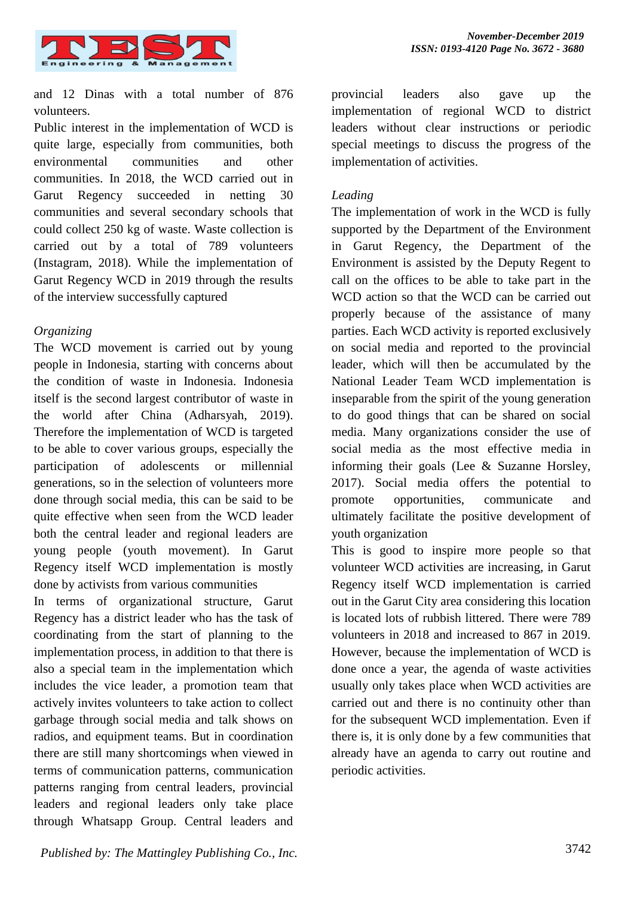and 12 Dinas with a total number of 876 volunteers.

Public interest in the implementation of WCD is quite large, especially from communities, both environmental communities and other communities. In 2018, the WCD carried out in Garut Regency succeeded in netting 30 communities and several secondary schools that could collect 250 kg of waste. Waste collection is carried out by a total of 789 volunteers (Instagram, 2018). While the implementation of Garut Regency WCD in 2019 through the results of the interview successfully captured

*Organizing*

The WCD movement is carried out by young people in Indonesia, starting with concerns about the condition of waste in Indonesia. Indonesia itself is the second largest contributor of waste in the world after China (Adharsyah, 2019). Therefore the implementation of WCD is targeted to be able to cover various groups, especially the participation of adolescents or millennial generations, so in the selection of volunteers more done through social media, this can be said to be quite effective when seen from the WCD leader both the central leader and regional leaders are young people (youth movement). In Garut Regency itself WCD implementation is mostly done by activists from various communities

In terms of organizational structure, Garut Regency has a district leader who has the task of coordinating from the start of planning to the implementation process, in addition to that there is also a special team in the implementation which includes the vice leader, a promotion team that actively invites volunteers to take action to collect garbage through social media and talk shows on radios, and equipment teams. But in coordination there are still many shortcomings when viewed in terms of communication patterns, communication patterns ranging from central leaders, provincial leaders and regional leaders only take place through Whatsapp Group. Central leaders and provincial leaders also gave up the implementation of regional WCD to district leaders without clear instructions or periodic special meetings to discuss the progress of the implementation of activities.

*Leading*

The implementation of work in the WCD is fully supported by the Department of the Environment in Garut Regency, the Department of the Environment is assisted by the Deputy Regent to call on the offices to be able to take part in the WCD action so that the WCD can be carried out properly because of the assistance of many parties. Each WCD activity is reported exclusively on social media and reported to the provincial leader, which will then be accumulated by the National Leader Team WCD implementation is inseparable from the spirit of the young generation to do good things that can be shared on social media. Many organizations consider the use of social media as the most effective media in informing their goals (Lee & Suzanne Horsley, 2017). Social media offers the potential to promote opportunities, communicate and ultimately facilitate the positive development of youth organization

This is good to inspire more people so that volunteer WCD activities are increasing, in Garut Regency itself WCD implementation is carried out in the Garut City area considering this location is located lots of rubbish littered. There were 789 volunteers in 2018 and increased to 867 in 2019. However, because the implementation of WCD is done once a year, the agenda of waste activities usually only takes place when WCD activities are carried out and there is no continuity other than for the subsequent WCD implementation. Even if there is, it is only done by a few communities that already have an agenda to carry out routine and periodic activities.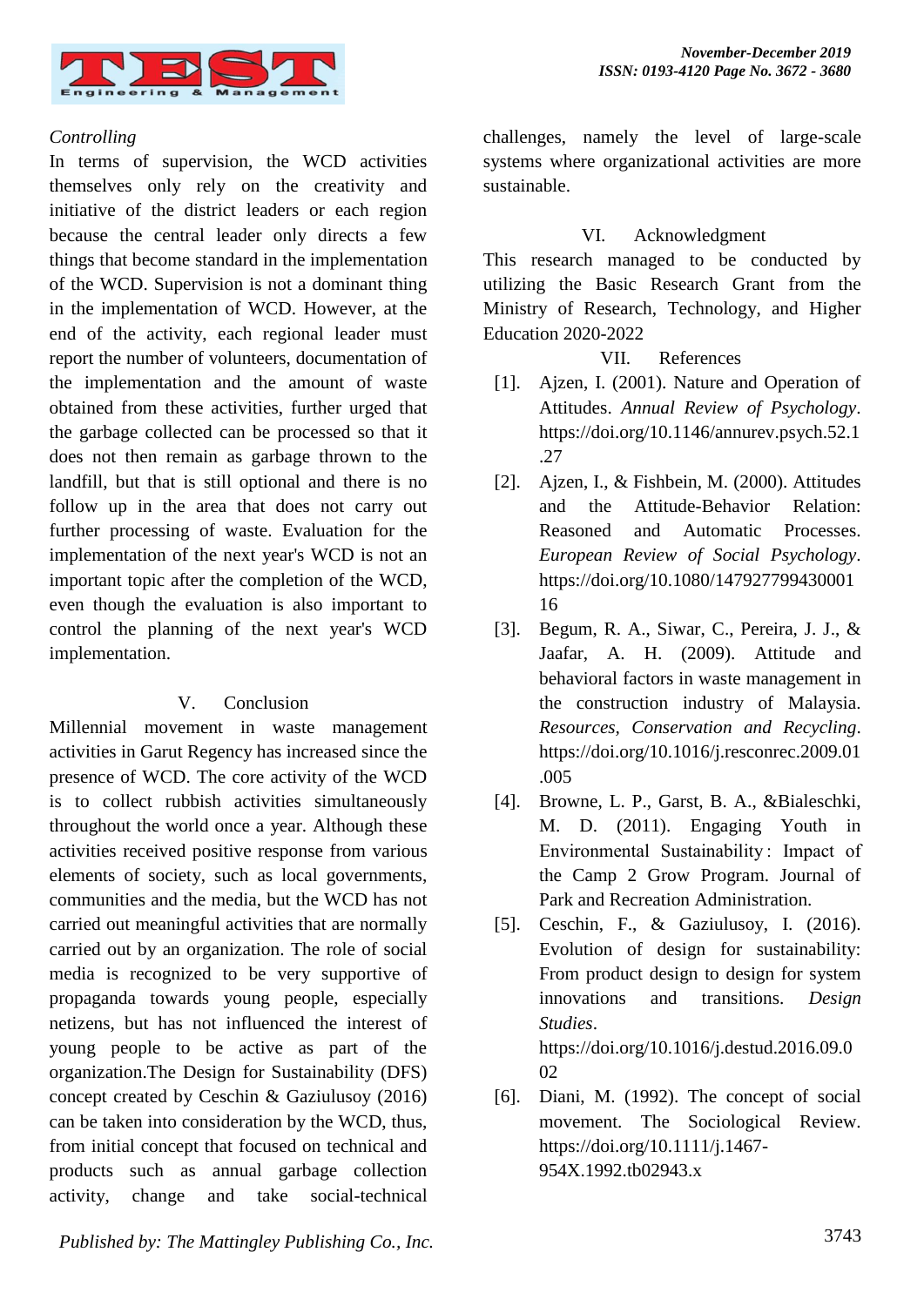*Controlling*

In terms of supervision, the WCD activities themselves only rely on the creativity and initiative of the district leaders or each region because the central leader only directs a few things that become standard in the implementation of the WCD. Supervision is not a dominant thing in the implementation of WCD. However, at the end of the activity, each regional leader must report the number of volunteers, documentation of the implementation and the amount of waste obtained from these activities, further urged that the garbage collected can be processed so that it does not then remain as garbage thrown to the landfill, but that is still optional and there is no follow up in the area that does not carry out further processing of waste. Evaluation for the implementation of the next year's WCD is not an important topic after the completion of the WCD, even though the evaluation is also important to control the planning of the next year's WCD implementation.

## V. Conclusion

Millennial movement in waste management activities in Garut Regency has increased since the presence of WCD. The core activity of the WCD is to collect rubbish activities simultaneously throughout the world once a year. Although these activities received positive response from various elements of society, such as local governments, communities and the media, but the WCD has not carried out meaningful activities that are normally carried out by an organization. The role of social media is recognized to be very supportive of propaganda towards young people, especially netizens, but has not influenced the interest of young people to be active as part of the organization.The Design for Sustainability (DFS) concept created by Ceschin & Gaziulusoy (2016) can be taken into consideration by the WCD, thus, from initial concept that focused on technical and products such as annual garbage collection activity, change and take social-technical challenges, namely the level of large-scale systems where organizational activities are more sustainable.

## VI. Acknowledgment

This research managed to be conducted by utilizing the Basic Research Grant from the Ministry of Research, Technology, and Higher Education 2020-2022

## VII. References

[1]. Ajzen, I. (2001). Nature and Operation of Attitudes. *Annual Review of Psychology*. https://doi.org/10.1146/annurev.psych.52.1.27

[2]. Ajzen, I., & Fishbein, M. (2000). Attitudes and the Attitude-Behavior Relation: Reasoned and Automatic Processes. *European Review of Social Psychology*. https://doi.org/10.1080/14792779943000116

[3]. Begum, R. A., Siwar, C., Pereira, J. J., & Jaafar, A. H. (2009). Attitude and behavioral factors in waste management in the construction industry of Malaysia. *Resources, Conservation and Recycling*. https://doi.org/10.1016/j.resconrec.2009.01.005

[4]. Browne, L. P., Garst, B. A., &Bialeschki, M. D. (2011). Engaging Youth in Environmental Sustainability : Impact of the Camp 2 Grow Program. Journal of Park and Recreation Administration.

[5]. Ceschin, F., & Gaziulusoy, I. (2016). Evolution of design for sustainability: From product design to design for system innovations and transitions. *Design Studies*. https://doi.org/10.1016/j.destud.2016.09.002

[6]. Diani, M. (1992). The concept of social movement. The Sociological Review. https://doi.org/10.1111/j.1467-954X.1992.tb02943.x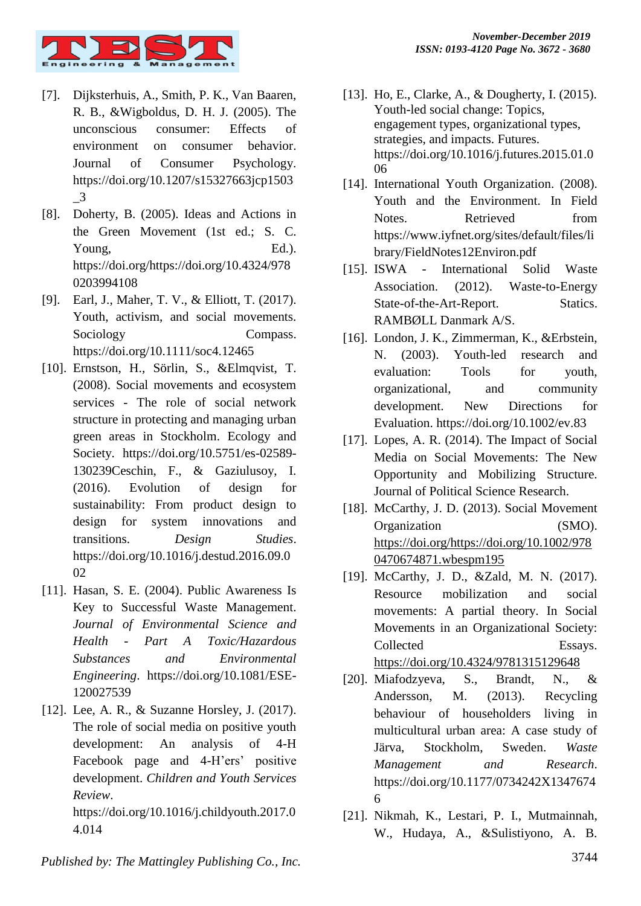[7]. Dijksterhuis, A., Smith, P. K., Van Baaren, R. B., &Wigboldus, D. H. J. (2005). The unconscious consumer: Effects of environment on consumer behavior. Journal of Consumer Psychology. https://doi.org/10.1207/s15327663jcp1503_3

[8]. Doherty, B. (2005). Ideas and Actions in the Green Movement (1st ed.; S. C. Young, Ed.). https://doi.org/https://doi.org/10.4324/9780203994108

[9]. Earl, J., Maher, T. V., & Elliott, T. (2017). Youth, activism, and social movements. Sociology Compass. https://doi.org/10.1111/soc4.12465

[10]. Ernstson, H., Sörlin, S., &Elmqvist, T. (2008). Social movements and ecosystem services - The role of social network structure in protecting and managing urban green areas in Stockholm. Ecology and Society. https://doi.org/10.5751/es-02589-130239Ceschin, F., & Gaziulusoy, I. (2016). Evolution of design for sustainability: From product design to design for system innovations and transitions. *Design Studies*. https://doi.org/10.1016/j.destud.2016.09.002

[11]. Hasan, S. E. (2004). Public Awareness Is Key to Successful Waste Management. *Journal of Environmental Science and Health - Part A Toxic/Hazardous Substances and Environmental Engineering*. https://doi.org/10.1081/ESE-120027539

[12]. Lee, A. R., & Suzanne Horsley, J. (2017). The role of social media on positive youth development: An analysis of 4-H Facebook page and 4-H'ers' positive development. *Children and Youth Services Review*. https://doi.org/10.1016/j.childyouth.2017.04.014

[13]. Ho, E., Clarke, A., & Dougherty, I. (2015). Youth-led social change: Topics, engagement types, organizational types, strategies, and impacts. Futures. https://doi.org/10.1016/j.futures.2015.01.006

[14]. International Youth Organization. (2008). Youth and the Environment. In Field Notes. Retrieved from https://www.iyfnet.org/sites/default/files/library/FieldNotes12Environ.pdf

[15]. ISWA - International Solid Waste Association. (2012). Waste-to-Energy State-of-the-Art-Report. Statics. RAMBØLL Danmark A/S.

[16]. London, J. K., Zimmerman, K., &Erbstein, N. (2003). Youth-led research and evaluation: Tools for youth, organizational, and community development. New Directions for Evaluation. https://doi.org/10.1002/ev.83

[17]. Lopes, A. R. (2014). The Impact of Social Media on Social Movements: The New Opportunity and Mobilizing Structure. Journal of Political Science Research.

[18]. McCarthy, J. D. (2013). Social Movement Organization (SMO). https://doi.org/https://doi.org/10.1002/9780470674871.wbespm195

[19]. McCarthy, J. D., &Zald, M. N. (2017). Resource mobilization and social movements: A partial theory. In Social Movements in an Organizational Society: Collected Essays. https://doi.org/10.4324/9781315129648

[20]. Miafodzyeva, S., Brandt, N., & Andersson, M. (2013). Recycling behaviour of householders living in multicultural urban area: A case study of Järva, Stockholm, Sweden. *Waste Management and Research*. https://doi.org/10.1177/0734242X13476746

[21]. Nikmah, K., Lestari, P. I., Mutmainnah, W., Hudaya, A., &Sulistiyono, A. B.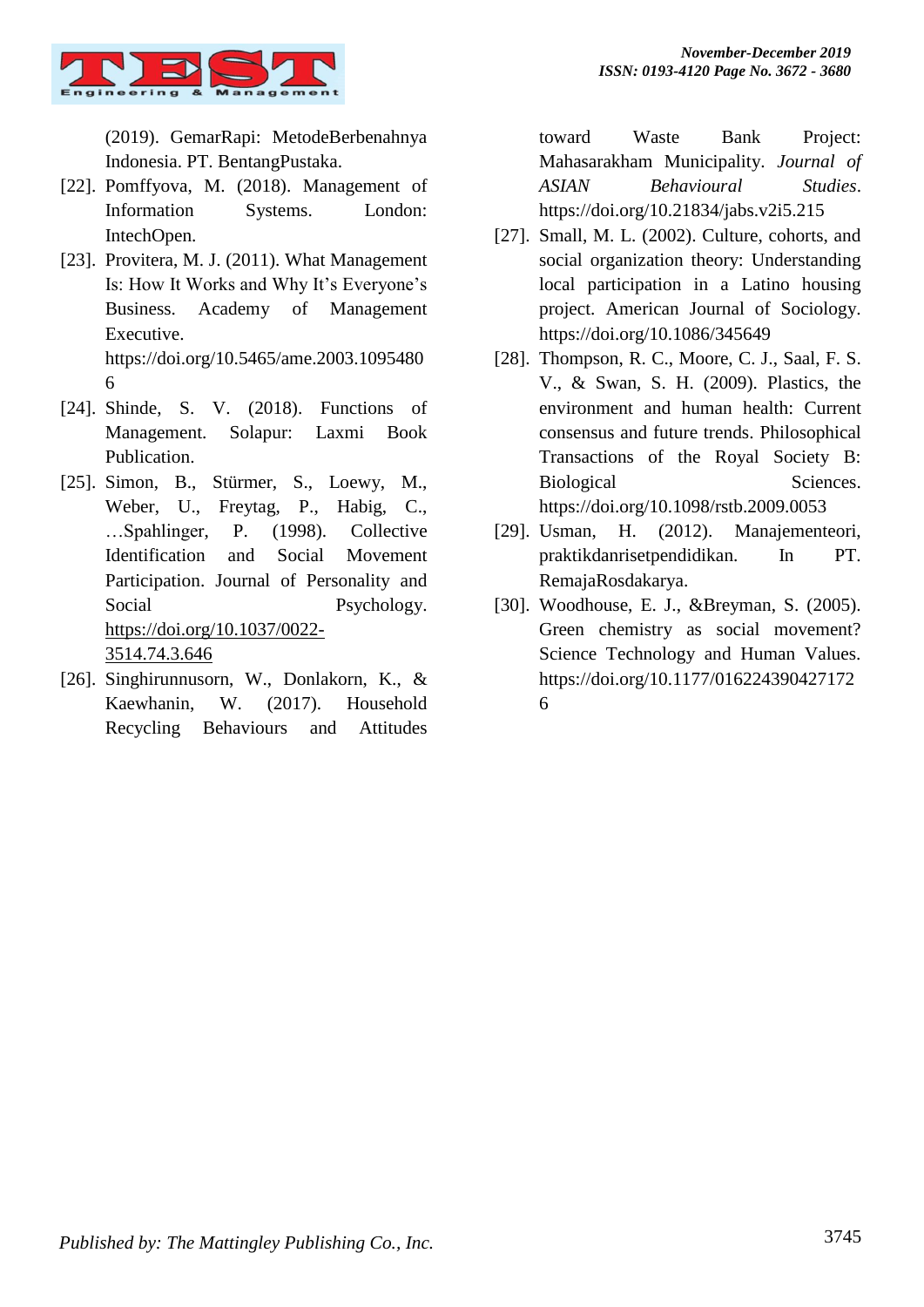(2019). GemarRapi: MetodeBerbenahnya Indonesia. PT. BentangPustaka.

[22]. Pomffyova, M. (2018). Management of Information Systems. London: IntechOpen.

[23]. Provitera, M. J. (2011). What Management Is: How It Works and Why It's Everyone's Business. Academy of Management Executive. https://doi.org/10.5465/ame.2003.10954806

[24]. Shinde, S. V. (2018). Functions of Management. Solapur: Laxmi Book Publication.

[25]. Simon, B., Stürmer, S., Loewy, M., Weber, U., Freytag, P., Habig, C., …Spahlinger, P. (1998). Collective Identification and Social Movement Participation. Journal of Personality and Social Psychology. https://doi.org/10.1037/0022-3514.74.3.646

[26]. Singhirunnusorn, W., Donlakorn, K., & Kaewhanin, W. (2017). Household Recycling Behaviours and Attitudes toward Waste Bank Project: Mahasarakham Municipality. *Journal of ASIAN Behavioural Studies*. https://doi.org/10.21834/jabs.v2i5.215

[27]. Small, M. L. (2002). Culture, cohorts, and social organization theory: Understanding local participation in a Latino housing project. American Journal of Sociology. https://doi.org/10.1086/345649

[28]. Thompson, R. C., Moore, C. J., Saal, F. S. V., & Swan, S. H. (2009). Plastics, the environment and human health: Current consensus and future trends. Philosophical Transactions of the Royal Society B: Biological Sciences. https://doi.org/10.1098/rstb.2009.0053

[29]. Usman, H. (2012). Manajementeori, praktikdanrisetpendidikan. In PT. RemajaRosdakarya.

[30]. Woodhouse, E. J., &Breyman, S. (2005). Green chemistry as social movement? Science Technology and Human Values. https://doi.org/10.1177/0162243904271726